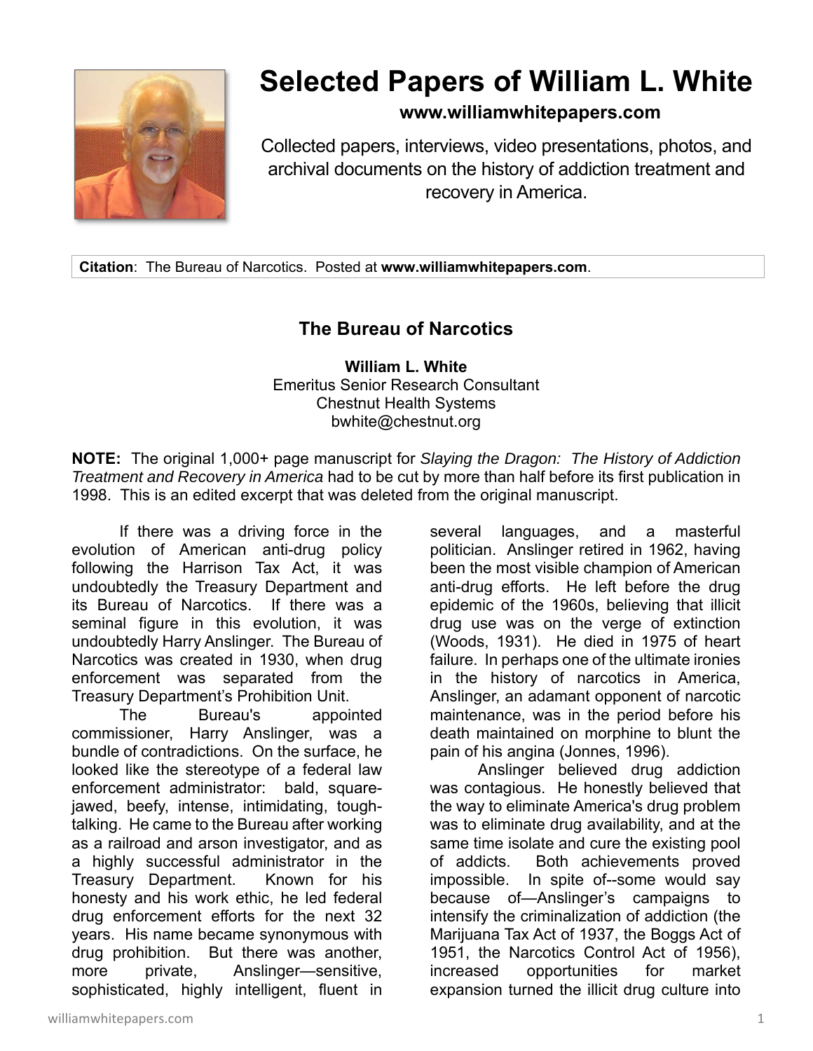# Selected Papers of William L. White

**www.williamwhitepapers.com**

Collected papers, interviews, video presentations, photos, and archival documents on the history of addiction treatment and recovery in America.

**Citation**: The Bureau of Narcotics. Posted at **www.williamwhitepapers.com**.

## The Bureau of Narcotics

**William L. White**
Emeritus Senior Research Consultant
Chestnut Health Systems
bwhite@chestnut.org

**NOTE:** The original 1,000+ page manuscript for *Slaying the Dragon: The History of Addiction Treatment and Recovery in America* had to be cut by more than half before its first publication in 1998. This is an edited excerpt that was deleted from the original manuscript.

If there was a driving force in the evolution of American anti-drug policy following the Harrison Tax Act, it was undoubtedly the Treasury Department and its Bureau of Narcotics. If there was a seminal figure in this evolution, it was undoubtedly Harry Anslinger. The Bureau of Narcotics was created in 1930, when drug enforcement was separated from the Treasury Department's Prohibition Unit.

The Bureau's appointed commissioner, Harry Anslinger, was a bundle of contradictions. On the surface, he looked like the stereotype of a federal law enforcement administrator: bald, square-jawed, beefy, intense, intimidating, tough-talking. He came to the Bureau after working as a railroad and arson investigator, and as a highly successful administrator in the Treasury Department. Known for his honesty and his work ethic, he led federal drug enforcement efforts for the next 32 years. His name became synonymous with drug prohibition. But there was another, more private, Anslinger—sensitive, sophisticated, highly intelligent, fluent in several languages, and a masterful politician. Anslinger retired in 1962, having been the most visible champion of American anti-drug efforts. He left before the drug epidemic of the 1960s, believing that illicit drug use was on the verge of extinction (Woods, 1931). He died in 1975 of heart failure. In perhaps one of the ultimate ironies in the history of narcotics in America, Anslinger, an adamant opponent of narcotic maintenance, was in the period before his death maintained on morphine to blunt the pain of his angina (Jonnes, 1996).

Anslinger believed drug addiction was contagious. He honestly believed that the way to eliminate America's drug problem was to eliminate drug availability, and at the same time isolate and cure the existing pool of addicts. Both achievements proved impossible. In spite of--some would say because of—Anslinger's campaigns to intensify the criminalization of addiction (the Marijuana Tax Act of 1937, the Boggs Act of 1951, the Narcotics Control Act of 1956), increased opportunities for market expansion turned the illicit drug culture into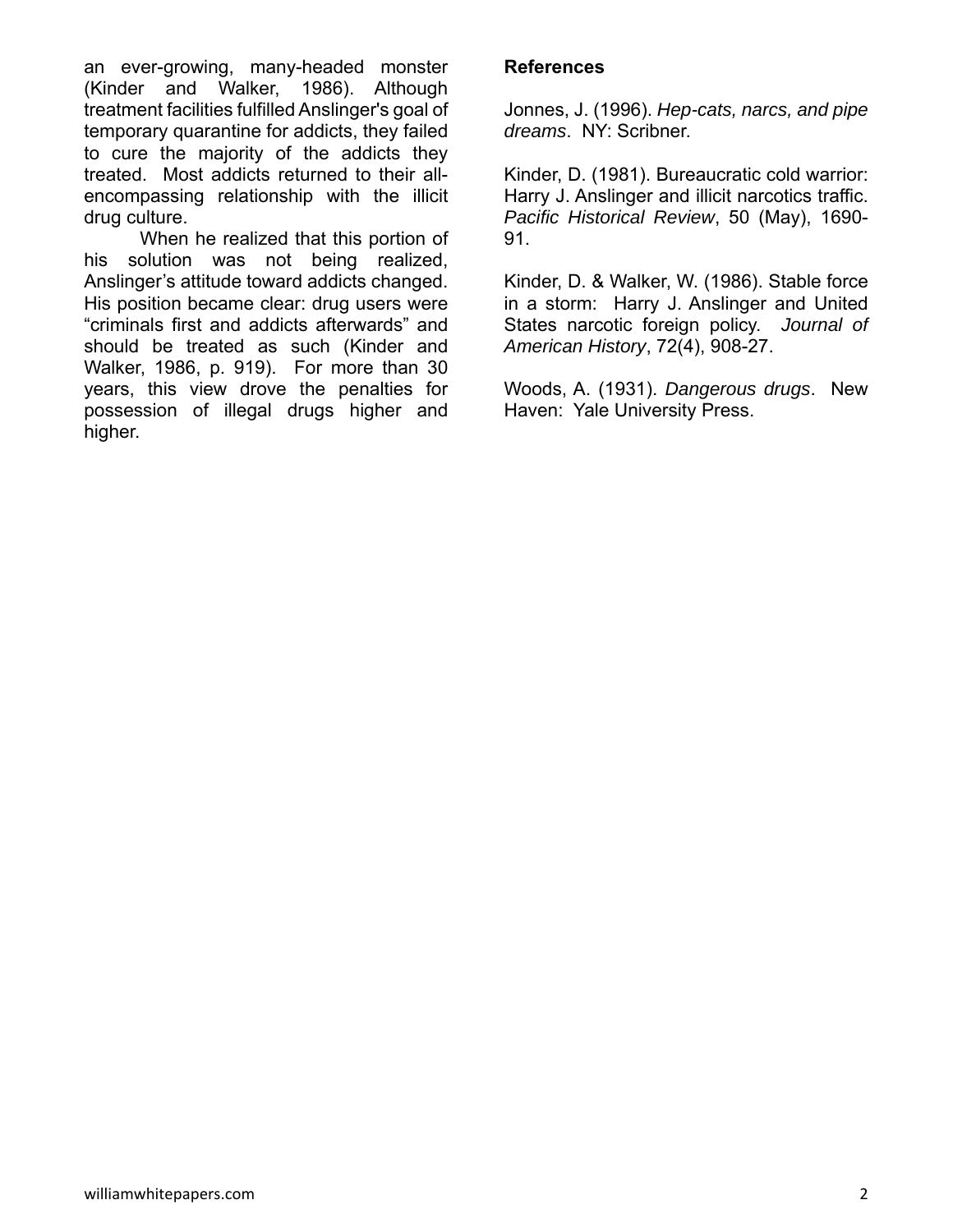an ever-growing, many-headed monster (Kinder and Walker, 1986). Although treatment facilities fulfilled Anslinger's goal of temporary quarantine for addicts, they failed to cure the majority of the addicts they treated. Most addicts returned to their all-encompassing relationship with the illicit drug culture.

When he realized that this portion of his solution was not being realized, Anslinger's attitude toward addicts changed. His position became clear: drug users were "criminals first and addicts afterwards" and should be treated as such (Kinder and Walker, 1986, p. 919). For more than 30 years, this view drove the penalties for possession of illegal drugs higher and higher.

**References**

Jonnes, J. (1996). *Hep-cats, narcs, and pipe dreams*. NY: Scribner.

Kinder, D. (1981). Bureaucratic cold warrior: Harry J. Anslinger and illicit narcotics traffic. *Pacific Historical Review*, 50 (May), 1690-91.

Kinder, D. & Walker, W. (1986). Stable force in a storm: Harry J. Anslinger and United States narcotic foreign policy. *Journal of American History*, 72(4), 908-27.

Woods, A. (1931). *Dangerous drugs*. New Haven: Yale University Press.